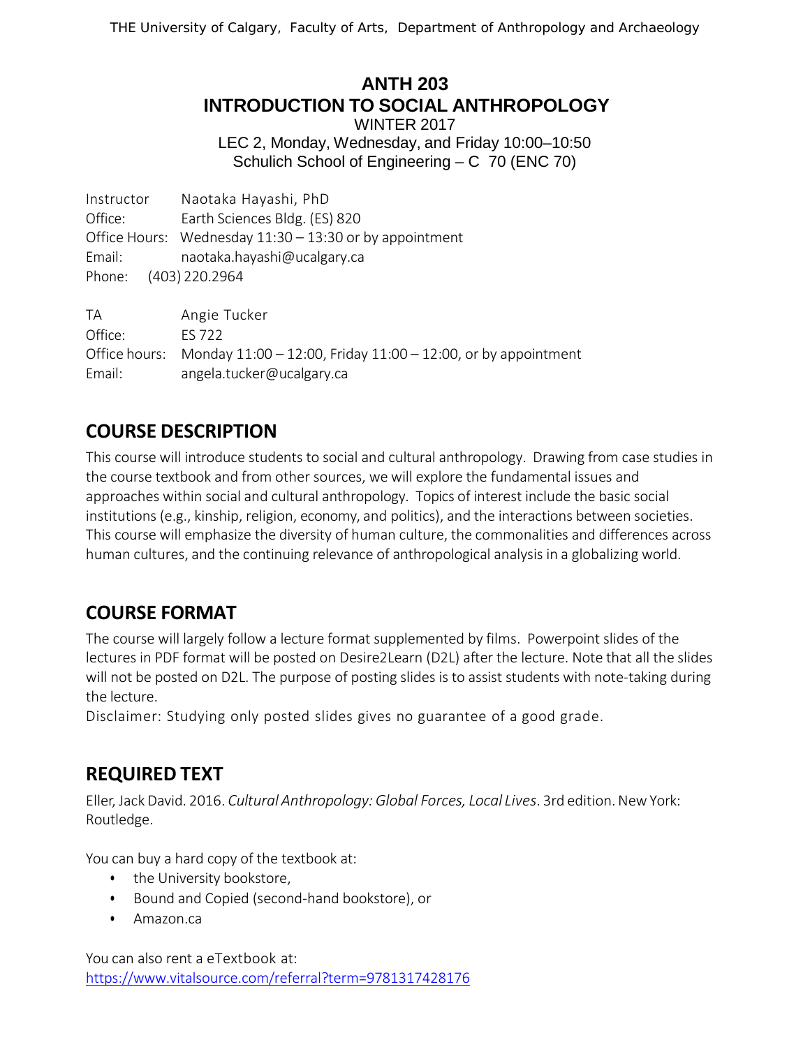THE University of Calgary, Faculty of Arts, Department of Anthropology and Archaeology

# ANTH 203
# INTRODUCTION TO SOCIAL ANTHROPOLOGY

WINTER 2017

LEC 2, Monday, Wednesday, and Friday 10:00–10:50

Schulich School of Engineering – C 70 (ENC 70)

Instructor: Naotaka Hayashi, PhD
Office: Earth Sciences Bldg. (ES) 820
Office Hours: Wednesday 11:30 – 13:30 or by appointment
Email: naotaka.hayashi@ucalgary.ca
Phone: (403) 220.2964

TA: Angie Tucker
Office: ES 722
Office hours: Monday 11:00 – 12:00, Friday 11:00 – 12:00, or by appointment
Email: angela.tucker@ucalgary.ca

## COURSE DESCRIPTION

This course will introduce students to social and cultural anthropology. Drawing from case studies in the course textbook and from other sources, we will explore the fundamental issues and approaches within social and cultural anthropology. Topics of interest include the basic social institutions (e.g., kinship, religion, economy, and politics), and the interactions between societies. This course will emphasize the diversity of human culture, the commonalities and differences across human cultures, and the continuing relevance of anthropological analysis in a globalizing world.

## COURSE FORMAT

The course will largely follow a lecture format supplemented by films. Powerpoint slides of the lectures in PDF format will be posted on Desire2Learn (D2L) after the lecture. Note that all the slides will not be posted on D2L. The purpose of posting slides is to assist students with note-taking during the lecture.

Disclaimer: Studying only posted slides gives no guarantee of a good grade.

## REQUIRED TEXT

Eller, Jack David. 2016. *Cultural Anthropology: Global Forces, Local Lives*. 3rd edition. New York: Routledge.

You can buy a hard copy of the textbook at:

- the University bookstore,
- Bound and Copied (second-hand bookstore), or
- Amazon.ca

You can also rent a eTextbook at:
https://www.vitalsource.com/referral?term=9781317428176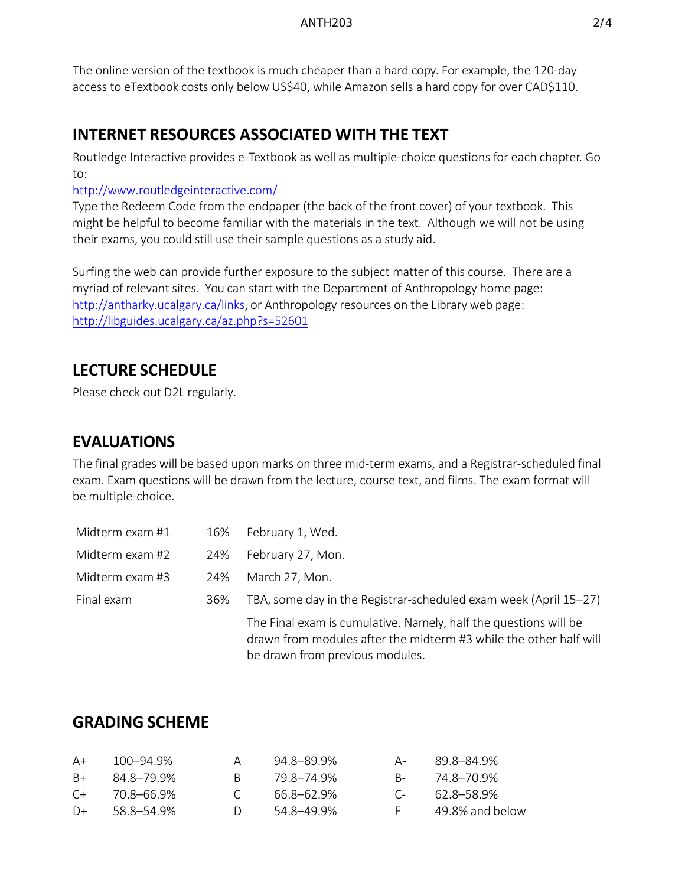The online version of the textbook is much cheaper than a hard copy. For example, the 120-day access to eTextbook costs only below US$40, while Amazon sells a hard copy for over CAD$110.

## INTERNET RESOURCES ASSOCIATED WITH THE TEXT

Routledge Interactive provides e-Textbook as well as multiple-choice questions for each chapter. Go to:

http://www.routledgeinteractive.com/

Type the Redeem Code from the endpaper (the back of the front cover) of your textbook. This might be helpful to become familiar with the materials in the text. Although we will not be using their exams, you could still use their sample questions as a study aid.

Surfing the web can provide further exposure to the subject matter of this course. There are a myriad of relevant sites. You can start with the Department of Anthropology home page: http://antharky.ucalgary.ca/links, or Anthropology resources on the Library web page: http://libguides.ucalgary.ca/az.php?s=52601

## LECTURE SCHEDULE

Please check out D2L regularly.

## EVALUATIONS

The final grades will be based upon marks on three mid-term exams, and a Registrar-scheduled final exam. Exam questions will be drawn from the lecture, course text, and films. The exam format will be multiple-choice.

| | | |
|---|---|---|
| Midterm exam #1 | 16% | February 1, Wed. |
| Midterm exam #2 | 24% | February 27, Mon. |
| Midterm exam #3 | 24% | March 27, Mon. |
| Final exam | 36% | TBA, some day in the Registrar-scheduled exam week (April 15–27)<br>The Final exam is cumulative. Namely, half the questions will be drawn from modules after the midterm #3 while the other half will be drawn from previous modules. |

## GRADING SCHEME

| | | | | | |
|---|---|---|---|---|---|
| A+ | 100–94.9% | A | 94.8–89.9% | A- | 89.8–84.9% |
| B+ | 84.8–79.9% | B | 79.8–74.9% | B- | 74.8–70.9% |
| C+ | 70.8–66.9% | C | 66.8–62.9% | C- | 62.8–58.9% |
| D+ | 58.8–54.9% | D | 54.8–49.9% | F | 49.8% and below |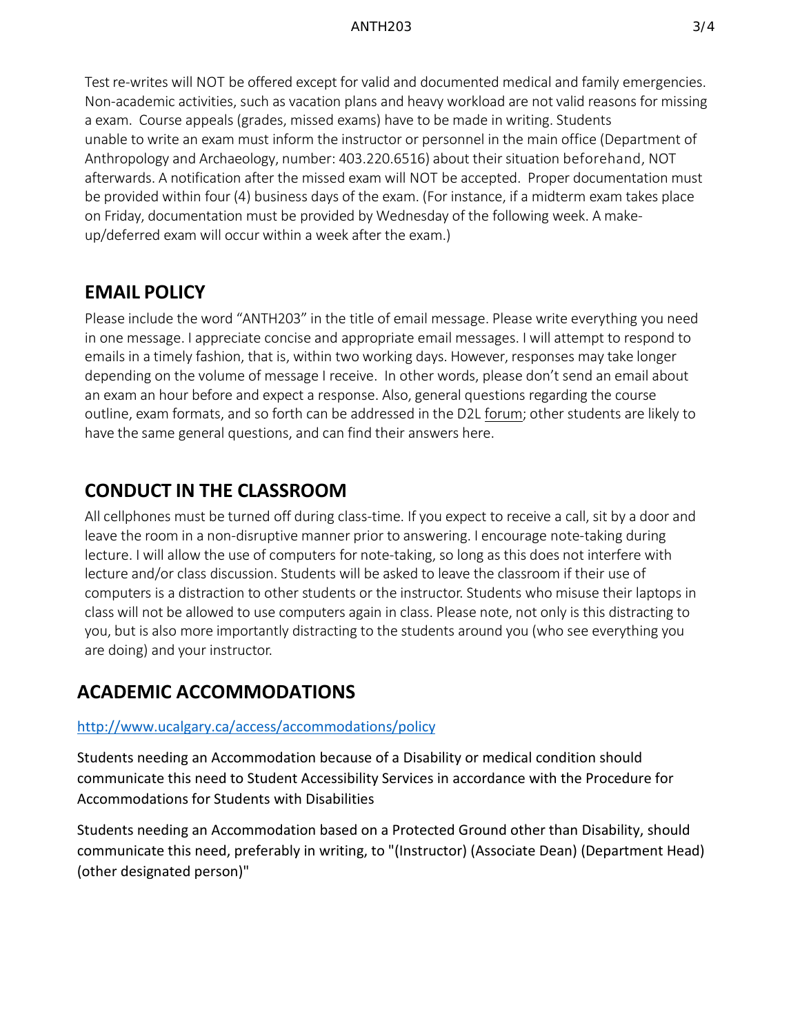Test re-writes will NOT be offered except for valid and documented medical and family emergencies. Non-academic activities, such as vacation plans and heavy workload are not valid reasons for missing a exam. Course appeals (grades, missed exams) have to be made in writing. Students unable to write an exam must inform the instructor or personnel in the main office (Department of Anthropology and Archaeology, number: 403.220.6516) about their situation beforehand, NOT afterwards. A notification after the missed exam will NOT be accepted. Proper documentation must be provided within four (4) business days of the exam. (For instance, if a midterm exam takes place on Friday, documentation must be provided by Wednesday of the following week. A make-up/deferred exam will occur within a week after the exam.)

## EMAIL POLICY

Please include the word "ANTH203" in the title of email message. Please write everything you need in one message. I appreciate concise and appropriate email messages. I will attempt to respond to emails in a timely fashion, that is, within two working days. However, responses may take longer depending on the volume of message I receive. In other words, please don't send an email about an exam an hour before and expect a response. Also, general questions regarding the course outline, exam formats, and so forth can be addressed in the D2L forum; other students are likely to have the same general questions, and can find their answers here.

## CONDUCT IN THE CLASSROOM

All cellphones must be turned off during class-time. If you expect to receive a call, sit by a door and leave the room in a non-disruptive manner prior to answering. I encourage note-taking during lecture. I will allow the use of computers for note-taking, so long as this does not interfere with lecture and/or class discussion. Students will be asked to leave the classroom if their use of computers is a distraction to other students or the instructor. Students who misuse their laptops in class will not be allowed to use computers again in class. Please note, not only is this distracting to you, but is also more importantly distracting to the students around you (who see everything you are doing) and your instructor.

## ACADEMIC ACCOMMODATIONS

http://www.ucalgary.ca/access/accommodations/policy

Students needing an Accommodation because of a Disability or medical condition should communicate this need to Student Accessibility Services in accordance with the Procedure for Accommodations for Students with Disabilities

Students needing an Accommodation based on a Protected Ground other than Disability, should communicate this need, preferably in writing, to "(Instructor) (Associate Dean) (Department Head) (other designated person)"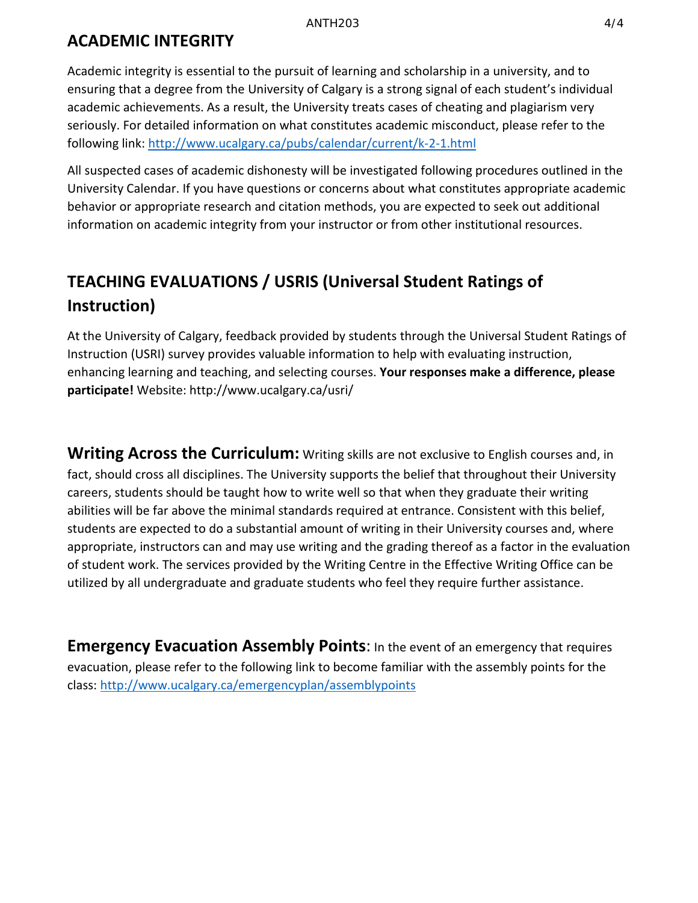## ACADEMIC INTEGRITY

Academic integrity is essential to the pursuit of learning and scholarship in a university, and to ensuring that a degree from the University of Calgary is a strong signal of each student's individual academic achievements. As a result, the University treats cases of cheating and plagiarism very seriously. For detailed information on what constitutes academic misconduct, please refer to the following link: http://www.ucalgary.ca/pubs/calendar/current/k-2-1.html

All suspected cases of academic dishonesty will be investigated following procedures outlined in the University Calendar. If you have questions or concerns about what constitutes appropriate academic behavior or appropriate research and citation methods, you are expected to seek out additional information on academic integrity from your instructor or from other institutional resources.

## TEACHING EVALUATIONS / USRIS (Universal Student Ratings of Instruction)

At the University of Calgary, feedback provided by students through the Universal Student Ratings of Instruction (USRI) survey provides valuable information to help with evaluating instruction, enhancing learning and teaching, and selecting courses. **Your responses make a difference, please participate!** Website: http://www.ucalgary.ca/usri/

**Writing Across the Curriculum:** Writing skills are not exclusive to English courses and, in fact, should cross all disciplines. The University supports the belief that throughout their University careers, students should be taught how to write well so that when they graduate their writing abilities will be far above the minimal standards required at entrance. Consistent with this belief, students are expected to do a substantial amount of writing in their University courses and, where appropriate, instructors can and may use writing and the grading thereof as a factor in the evaluation of student work. The services provided by the Writing Centre in the Effective Writing Office can be utilized by all undergraduate and graduate students who feel they require further assistance.

**Emergency Evacuation Assembly Points**: In the event of an emergency that requires evacuation, please refer to the following link to become familiar with the assembly points for the class: http://www.ucalgary.ca/emergencyplan/assemblypoints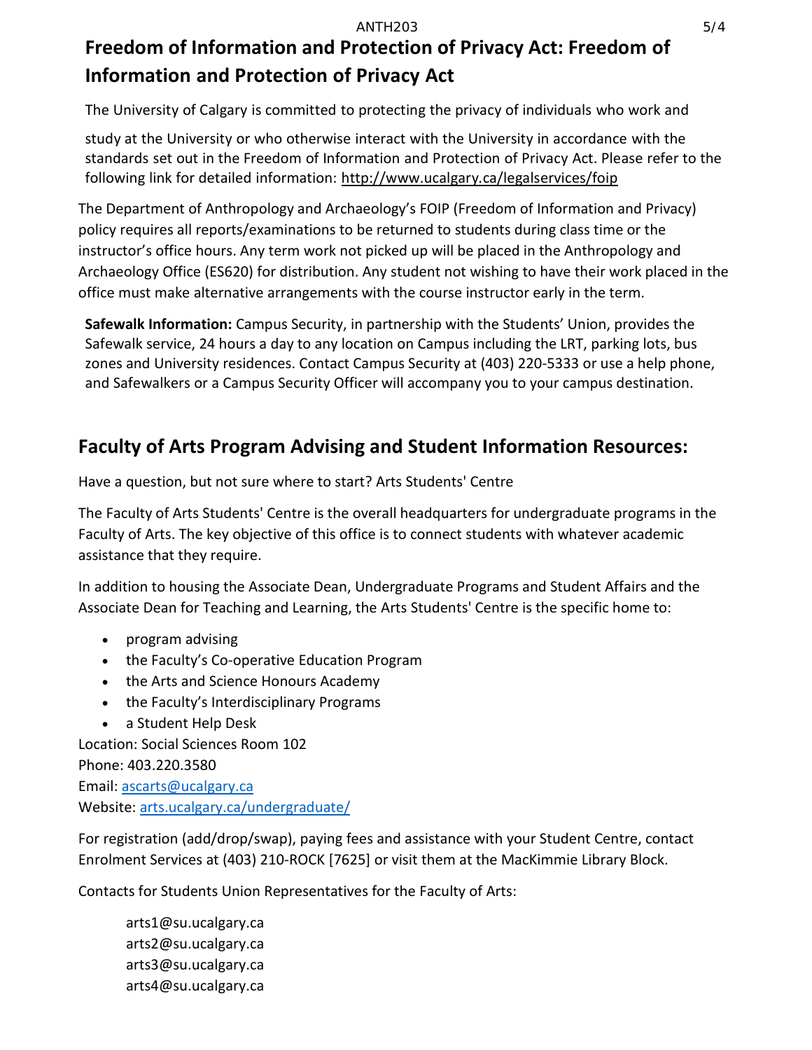## Freedom of Information and Protection of Privacy Act: Freedom of Information and Protection of Privacy Act

The University of Calgary is committed to protecting the privacy of individuals who work and study at the University or who otherwise interact with the University in accordance with the standards set out in the Freedom of Information and Protection of Privacy Act. Please refer to the following link for detailed information: http://www.ucalgary.ca/legalservices/foip

The Department of Anthropology and Archaeology's FOIP (Freedom of Information and Privacy) policy requires all reports/examinations to be returned to students during class time or the instructor's office hours. Any term work not picked up will be placed in the Anthropology and Archaeology Office (ES620) for distribution. Any student not wishing to have their work placed in the office must make alternative arrangements with the course instructor early in the term.

**Safewalk Information:** Campus Security, in partnership with the Students' Union, provides the Safewalk service, 24 hours a day to any location on Campus including the LRT, parking lots, bus zones and University residences. Contact Campus Security at (403) 220-5333 or use a help phone, and Safewalkers or a Campus Security Officer will accompany you to your campus destination.

## Faculty of Arts Program Advising and Student Information Resources:

Have a question, but not sure where to start? Arts Students' Centre

The Faculty of Arts Students' Centre is the overall headquarters for undergraduate programs in the Faculty of Arts. The key objective of this office is to connect students with whatever academic assistance that they require.

In addition to housing the Associate Dean, Undergraduate Programs and Student Affairs and the Associate Dean for Teaching and Learning, the Arts Students' Centre is the specific home to:

- program advising
- the Faculty's Co-operative Education Program
- the Arts and Science Honours Academy
- the Faculty's Interdisciplinary Programs
- a Student Help Desk

Location: Social Sciences Room 102
Phone: 403.220.3580
Email: ascarts@ucalgary.ca
Website: arts.ucalgary.ca/undergraduate/

For registration (add/drop/swap), paying fees and assistance with your Student Centre, contact Enrolment Services at (403) 210-ROCK [7625] or visit them at the MacKimmie Library Block.

Contacts for Students Union Representatives for the Faculty of Arts:

arts1@su.ucalgary.ca
arts2@su.ucalgary.ca
arts3@su.ucalgary.ca
arts4@su.ucalgary.ca